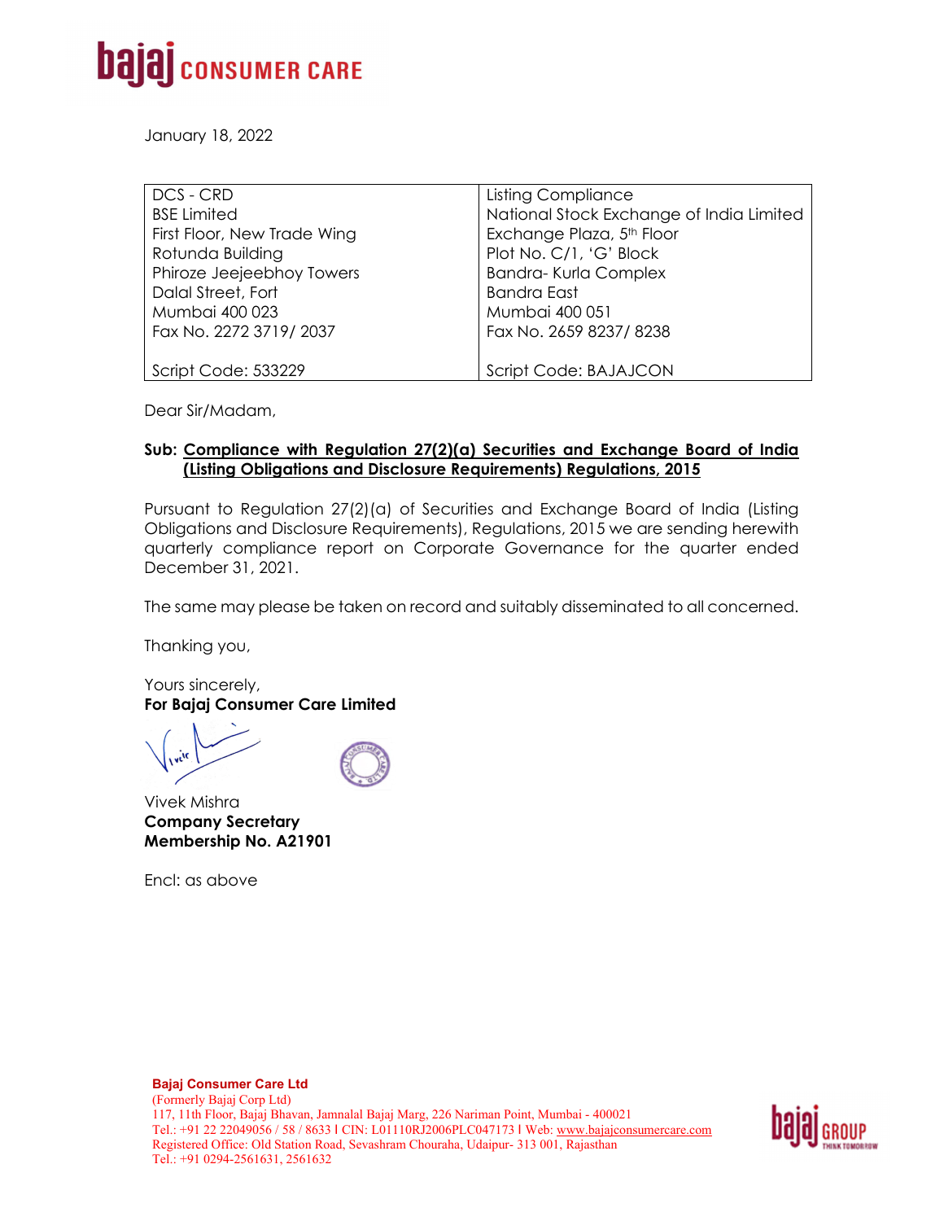**bajaj CONSUMER CARE**

January 18, 2022

| DCS - CRD<br>BSE Limited<br>First Floor, New Trade Wing<br>Rotunda Building<br>Phiroze Jeejeebhoy Towers<br>Dalal Street, Fort<br>Mumbai 400 023<br>Fax No. 2272 3719/ 2037<br><br>Script Code: 533229 | Listing Compliance<br>National Stock Exchange of India Limited<br>Exchange Plaza, 5th Floor<br>Plot No. C/1, 'G' Block<br>Bandra- Kurla Complex<br>Bandra East<br>Mumbai 400 051<br>Fax No. 2659 8237/ 8238<br><br>Script Code: BAJAJCON |
|---|---|

Dear Sir/Madam,

**Sub: Compliance with Regulation 27(2)(a) Securities and Exchange Board of India (Listing Obligations and Disclosure Requirements) Regulations, 2015**

Pursuant to Regulation 27(2)(a) of Securities and Exchange Board of India (Listing Obligations and Disclosure Requirements), Regulations, 2015 we are sending herewith quarterly compliance report on Corporate Governance for the quarter ended December 31, 2021.

The same may please be taken on record and suitably disseminated to all concerned.

Thanking you,

Yours sincerely,
**For Bajaj Consumer Care Limited**

Vivek Mishra
**Company Secretary**
**Membership No. A21901**

Encl: as above

**Bajaj Consumer Care Ltd**
(Formerly Bajaj Corp Ltd)
117, 11th Floor, Bajaj Bhavan, Jamnalal Bajaj Marg, 226 Nariman Point, Mumbai - 400021
Tel.: +91 22 22049056 / 58 / 8633 I CIN: L01110RJ2006PLC047173 I Web: www.bajajconsumercare.com
Registered Office: Old Station Road, Sevashram Chouraha, Udaipur- 313 001, Rajasthan
Tel.: +91 0294-2561631, 2561632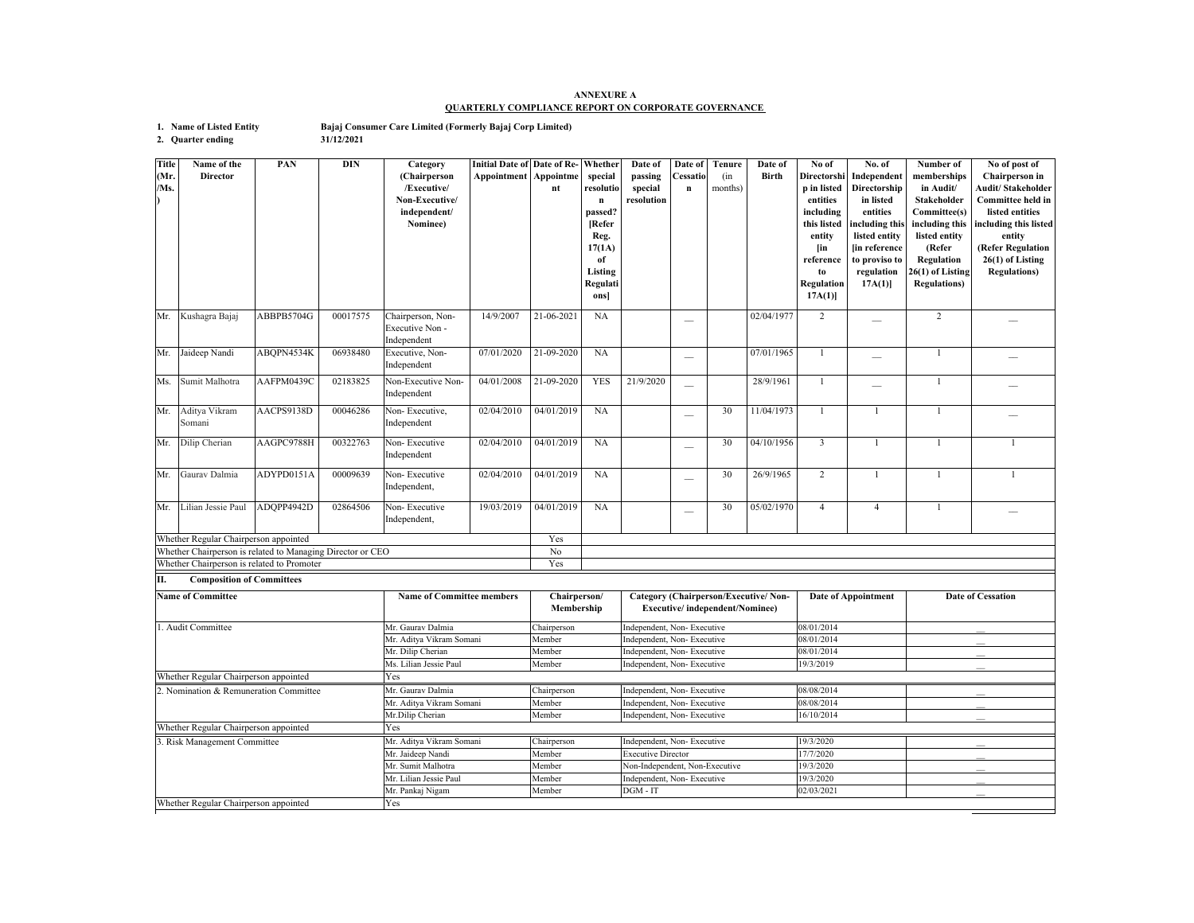**ANNEXURE A**

**QUARTERLY COMPLIANCE REPORT ON CORPORATE GOVERNANCE**

**1. Name of Listed Entity** **Bajaj Consumer Care Limited (Formerly Bajaj Corp Limited)**

**2. Quarter ending** **31/12/2021**

| Title (Mr./Ms.) | Name of the Director | PAN | DIN | Category (Chairperson /Executive/ Non-Executive/ independent/ Nominee) | Initial Date of Appointment | Date of Re-Appointment | Whether special resolution passed? [Refer Reg. 17(1A) of Listing Regulations] | Date of passing special resolution | Date of Cessation | Tenure (in months) | Date of Birth | No of Directorship in listed entities including this listed entity [in reference to Regulation 17A(1)] | No. of Independent Directorship in listed entities including this listed entity [in reference to proviso to regulation 17A(1)] | Number of memberships in Audit/ Stakeholder Committee(s) including this listed entity (Refer Regulation 26(1) of Listing Regulations) | No of post of Chairperson in Audit/ Stakeholder Committee held in listed entities including this listed entity (Refer Regulation 26(1) of Listing Regulations) |
|---|---|---|---|---|---|---|---|---|---|---|---|---|---|---|---|
| Mr. | Kushagra Bajaj | ABBPB5704G | 00017575 | Chairperson, Non-Executive Non - Independent | 14/9/2007 | 21-06-2021 | NA | | __ | | 02/04/1977 | 2 | __ | 2 | __ |
| Mr. | Jaideep Nandi | ABQPN4534K | 06938480 | Executive, Non-Independent | 07/01/2020 | 21-09-2020 | NA | | __ | | 07/01/1965 | 1 | __ | 1 | __ |
| Ms. | Sumit Malhotra | AAFPM0439C | 02183825 | Non-Executive Non-Independent | 04/01/2008 | 21-09-2020 | YES | 21/9/2020 | __ | | 28/9/1961 | 1 | __ | 1 | __ |
| Mr. | Aditya Vikram Somani | AACPS9138D | 00046286 | Non- Executive, Independent | 02/04/2010 | 04/01/2019 | NA | | __ | 30 | 11/04/1973 | 1 | 1 | 1 | __ |
| Mr. | Dilip Cherian | AAGPC9788H | 00322763 | Non- Executive Independent | 02/04/2010 | 04/01/2019 | NA | | __ | 30 | 04/10/1956 | 3 | 1 | 1 | 1 |
| Mr. | Gaurav Dalmia | ADYPD0151A | 00009639 | Non- Executive Independent, | 02/04/2010 | 04/01/2019 | NA | | __ | 30 | 26/9/1965 | 2 | 1 | 1 | 1 |
| Mr. | Lilian Jessie Paul | ADQPP4942D | 02864506 | Non- Executive Independent, | 19/03/2019 | 04/01/2019 | NA | | __ | 30 | 05/02/1970 | 4 | 4 | 1 | __ |

| | |
|---|---|
| Whether Regular Chairperson appointed | Yes |
| Whether Chairperson is related to Managing Director or CEO | No |
| Whether Chairperson is related to Promoter | Yes |

## II. Composition of Committees

| Name of Committee | Name of Committee members | Chairperson/ Membership | Category (Chairperson/Executive/ Non-Executive/ independent/Nominee) | Date of Appointment | Date of Cessation |
|---|---|---|---|---|---|
| 1. Audit Committee | Mr. Gaurav Dalmia | Chairperson | Independent, Non- Executive | 08/01/2014 | __ |
| | Mr. Aditya Vikram Somani | Member | Independent, Non- Executive | 08/01/2014 | __ |
| | Mr. Dilip Cherian | Member | Independent, Non- Executive | 08/01/2014 | __ |
| | Ms. Lilian Jessie Paul | Member | Independent, Non- Executive | 19/3/2019 | __ |
| Whether Regular Chairperson appointed | Yes | | | | |
| 2. Nomination & Remuneration Committee | Mr. Gaurav Dalmia | Chairperson | Independent, Non- Executive | 08/08/2014 | __ |
| | Mr. Aditya Vikram Somani | Member | Independent, Non- Executive | 08/08/2014 | __ |
| | Mr.Dilip Cherian | Member | Independent, Non- Executive | 16/10/2014 | __ |
| Whether Regular Chairperson appointed | Yes | | | | |
| 3. Risk Management Committee | Mr. Aditya Vikram Somani | Chairperson | Independent, Non- Executive | 19/3/2020 | __ |
| | Mr. Jaideep Nandi | Member | Executive Director | 17/7/2020 | __ |
| | Mr. Sumit Malhotra | Member | Non-Independent, Non-Executive | 19/3/2020 | __ |
| | Mr. Lilian Jessie Paul | Member | Independent, Non- Executive | 19/3/2020 | __ |
| | Mr. Pankaj Nigam | Member | DGM - IT | 02/03/2021 | __ |
| Whether Regular Chairperson appointed | Yes | | | | |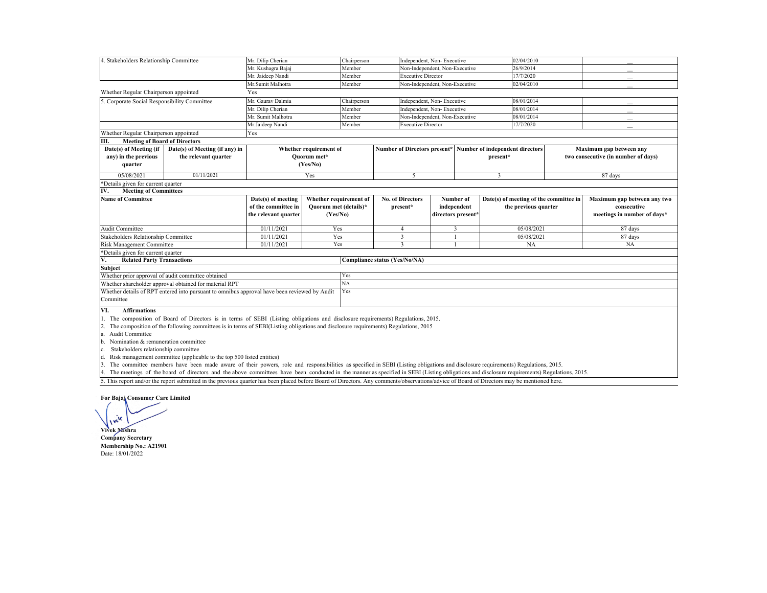| | Name | Category | Category | Date | |
|---|---|---|---|---|---|
| 4. Stakeholders Relationship Committee | Mr. Dilip Cherian | Chairperson | Independent, Non- Executive | 02/04/2010 | — |
| | Mr. Kushagra Bajaj | Member | Non-Independent, Non-Executive | 26/9/2014 | — |
| | Mr. Jaideep Nandi | Member | Executive Director | 17/7/2020 | — |
| | Mr.Sumit Malhotra | Member | Non-Independent, Non-Executive | 02/04/2010 | — |
| Whether Regular Chairperson appointed | Yes | | | | |
| 5. Corporate Social Responsibility Committee | Mr. Gaurav Dalmia | Chairperson | Independent, Non- Executive | 08/01/2014 | — |
| | Mr. Dilip Cherian | Member | Independent, Non- Executive | 08/01/2014 | — |
| | Mr. Sumit Malhotra | Member | Non-Independent, Non-Executive | 08/01/2014 | — |
| | Mr.Jaideep Nandi | Member | Executive Director | 17/7/2020 | — |
| Whether Regular Chairperson appointed | Yes | | | | |

**III. Meeting of Board of Directors**

| Date(s) of Meeting (if any) in the previous quarter | Date(s) of Meeting (if any) in the relevant quarter | Whether requirement of Quorum met* (Yes/No) | Number of Directors present* | Number of independent directors present* | Maximum gap between any two consecutive (in number of days) |
|---|---|---|---|---|---|
| 05/08/2021 | 01/11/2021 | Yes | 5 | 3 | 87 days |

*Details given for current quarter

**IV. Meeting of Committees**

| Name of Committee | Date(s) of meeting of the committee in the relevant quarter | Whether requirement of Quorum met (details)* (Yes/No) | No. of Directors present* | Number of independent directors present* | Date(s) of meeting of the committee in the previous quarter | Maximum gap between any two consecutive meetings in number of days* |
|---|---|---|---|---|---|---|
| Audit Committee | 01/11/2021 | Yes | 4 | 3 | 05/08/2021 | 87 days |
| Stakeholders Relationship Committee | 01/11/2021 | Yes | 3 | 1 | 05/08/2021 | 87 days |
| Risk Management Committee | 01/11/2021 | Yes | 3 | 1 | NA | NA |

*Details given for current quarter

**V. Related Party Transactions**

| Subject | Compliance status (Yes/No/NA) |
|---|---|
| Whether prior approval of audit committee obtained | Yes |
| Whether shareholder approval obtained for material RPT | NA |
| Whether details of RPT entered into pursuant to omnibus approval have been reviewed by Audit Committee | Yes |

**VI. Affirmations**

1. The composition of Board of Directors is in terms of SEBI (Listing obligations and disclosure requirements) Regulations, 2015.
2. The composition of the following committees is in terms of SEBI(Listing obligations and disclosure requirements) Regulations, 2015
   a. Audit Committee
   b. Nomination & remuneration committee
   c. Stakeholders relationship committee
   d. Risk management committee (applicable to the top 500 listed entities)
3. The committee members have been made aware of their powers, role and responsibilities as specified in SEBI (Listing obligations and disclosure requirements) Regulations, 2015.
4. The meetings of the board of directors and the above committees have been conducted in the manner as specified in SEBI (Listing obligations and disclosure requirements) Regulations, 2015.
5. This report and/or the report submitted in the previous quarter has been placed before Board of Directors. Any comments/observations/advice of Board of Directors may be mentioned here.

**For Bajaj Consumer Care Limited**

**Vivek Mishra**
**Company Secretary**
**Membership No.: A21901**
Date: 18/01/2022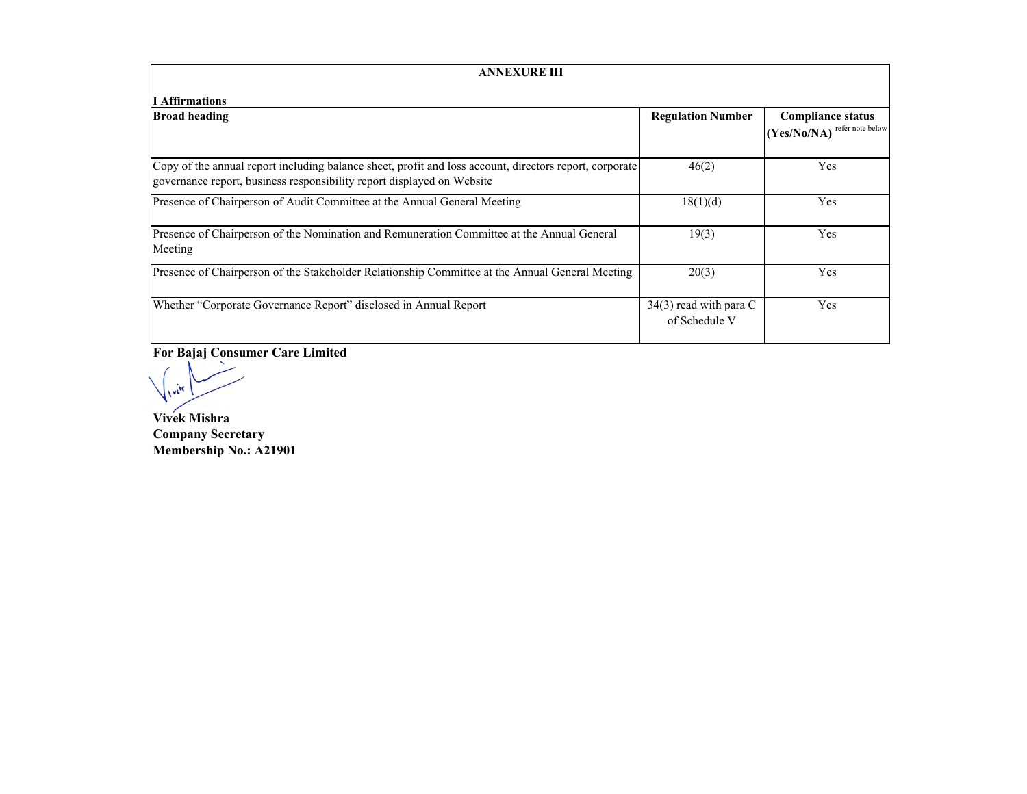## ANNEXURE III

**I Affirmations**

| **Broad heading** | **Regulation Number** | **Compliance status (Yes/No/NA)** refer note below |
|---|---|---|
| Copy of the annual report including balance sheet, profit and loss account, directors report, corporate governance report, business responsibility report displayed on Website | 46(2) | Yes |
| Presence of Chairperson of Audit Committee at the Annual General Meeting | 18(1)(d) | Yes |
| Presence of Chairperson of the Nomination and Remuneration Committee at the Annual General Meeting | 19(3) | Yes |
| Presence of Chairperson of the Stakeholder Relationship Committee at the Annual General Meeting | 20(3) | Yes |
| Whether "Corporate Governance Report" disclosed in Annual Report | 34(3) read with para C of Schedule V | Yes |

**For Bajaj Consumer Care Limited**

**Vivek Mishra**
**Company Secretary**
**Membership No.: A21901**